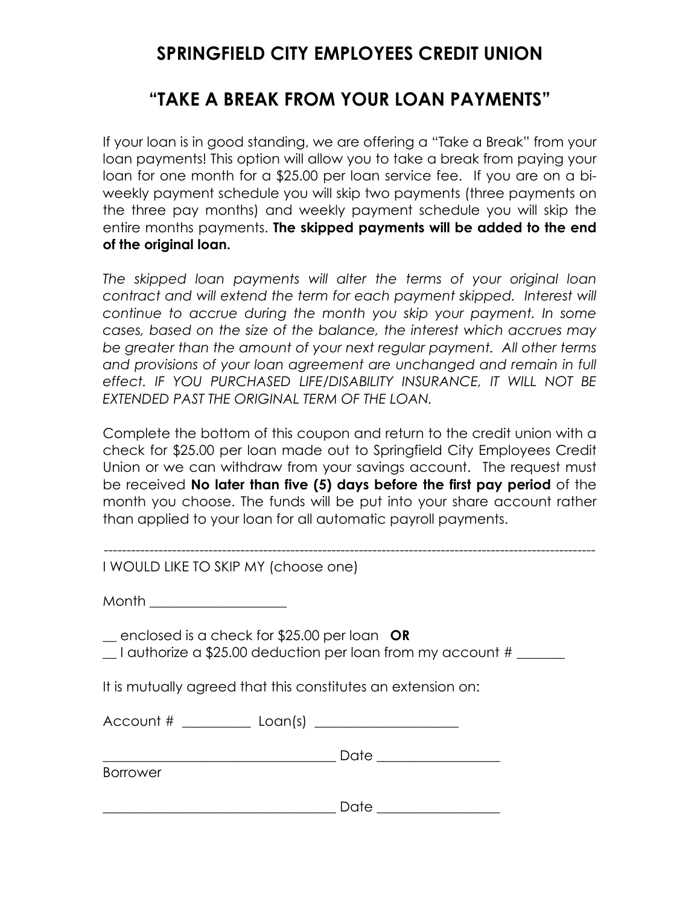# SPRINGFIELD CITY EMPLOYEES CREDIT UNION

## "TAKE A BREAK FROM YOUR LOAN PAYMENTS"

If your loan is in good standing, we are offering a "Take a Break" from your loan payments! This option will allow you to take a break from paying your loan for one month for a $25.00 per loan service fee. If you are on a bi-weekly payment schedule you will skip two payments (three payments on the three pay months) and weekly payment schedule you will skip the entire months payments. **The skipped payments will be added to the end of the original loan.**

*The skipped loan payments will alter the terms of your original loan contract and will extend the term for each payment skipped. Interest will continue to accrue during the month you skip your payment. In some cases, based on the size of the balance, the interest which accrues may be greater than the amount of your next regular payment. All other terms and provisions of your loan agreement are unchanged and remain in full effect. IF YOU PURCHASED LIFE/DISABILITY INSURANCE, IT WILL NOT BE EXTENDED PAST THE ORIGINAL TERM OF THE LOAN.*

Complete the bottom of this coupon and return to the credit union with a check for $25.00 per loan made out to Springfield City Employees Credit Union or we can withdraw from your savings account. The request must be received **No later than five (5) days before the first pay period** of the month you choose. The funds will be put into your share account rather than applied to your loan for all automatic payroll payments.

---

I WOULD LIKE TO SKIP MY (choose one)

Month ___________________

__ enclosed is a check for $25.00 per loan **OR**
__ I authorize a $25.00 deduction per loan from my account # _______

It is mutually agreed that this constitutes an extension on:

Account # __________ Loan(s) ____________________

__________________________________ Date _________________
Borrower

__________________________________ Date _________________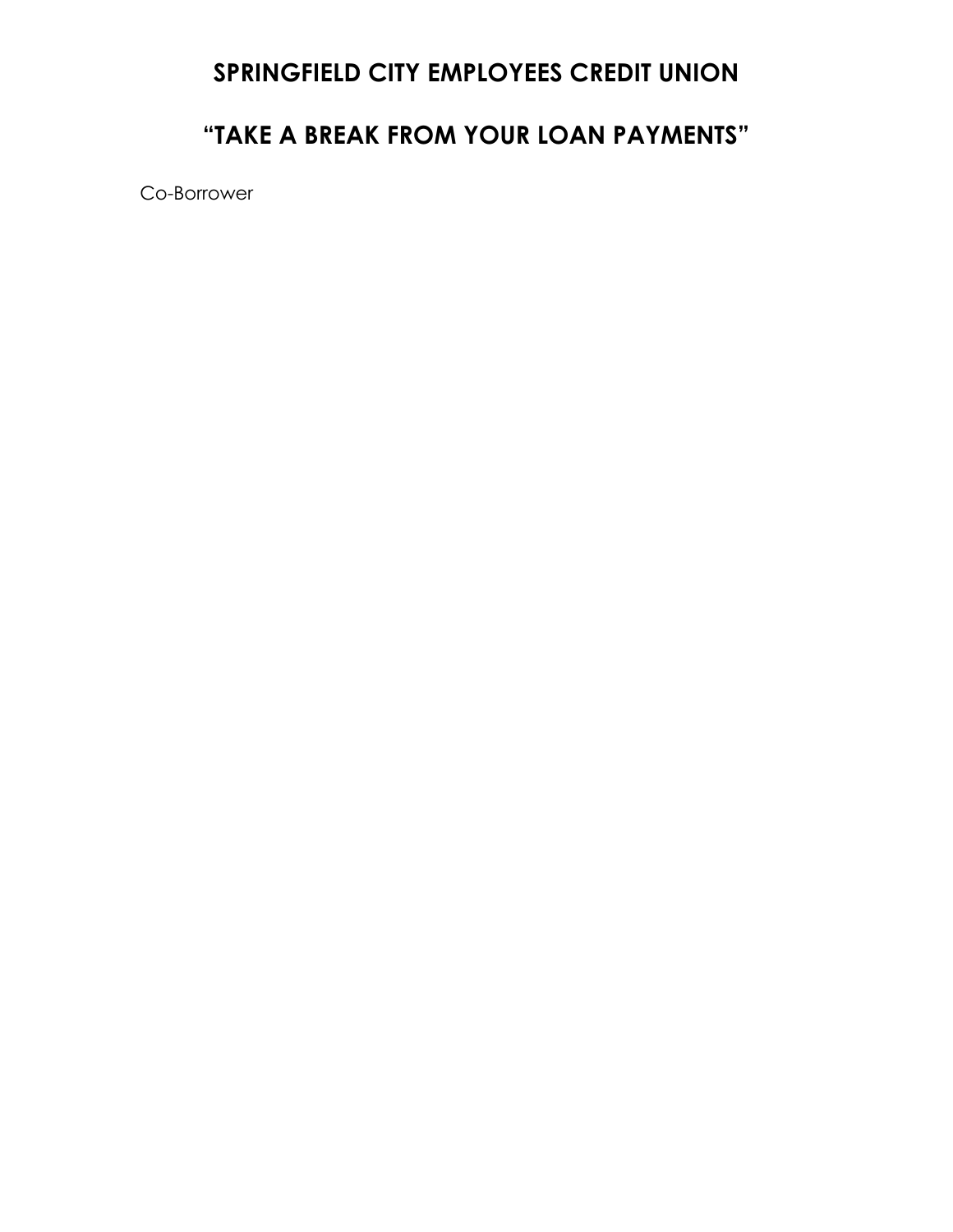# SPRINGFIELD CITY EMPLOYEES CREDIT UNION

# "TAKE A BREAK FROM YOUR LOAN PAYMENTS"

Co-Borrower